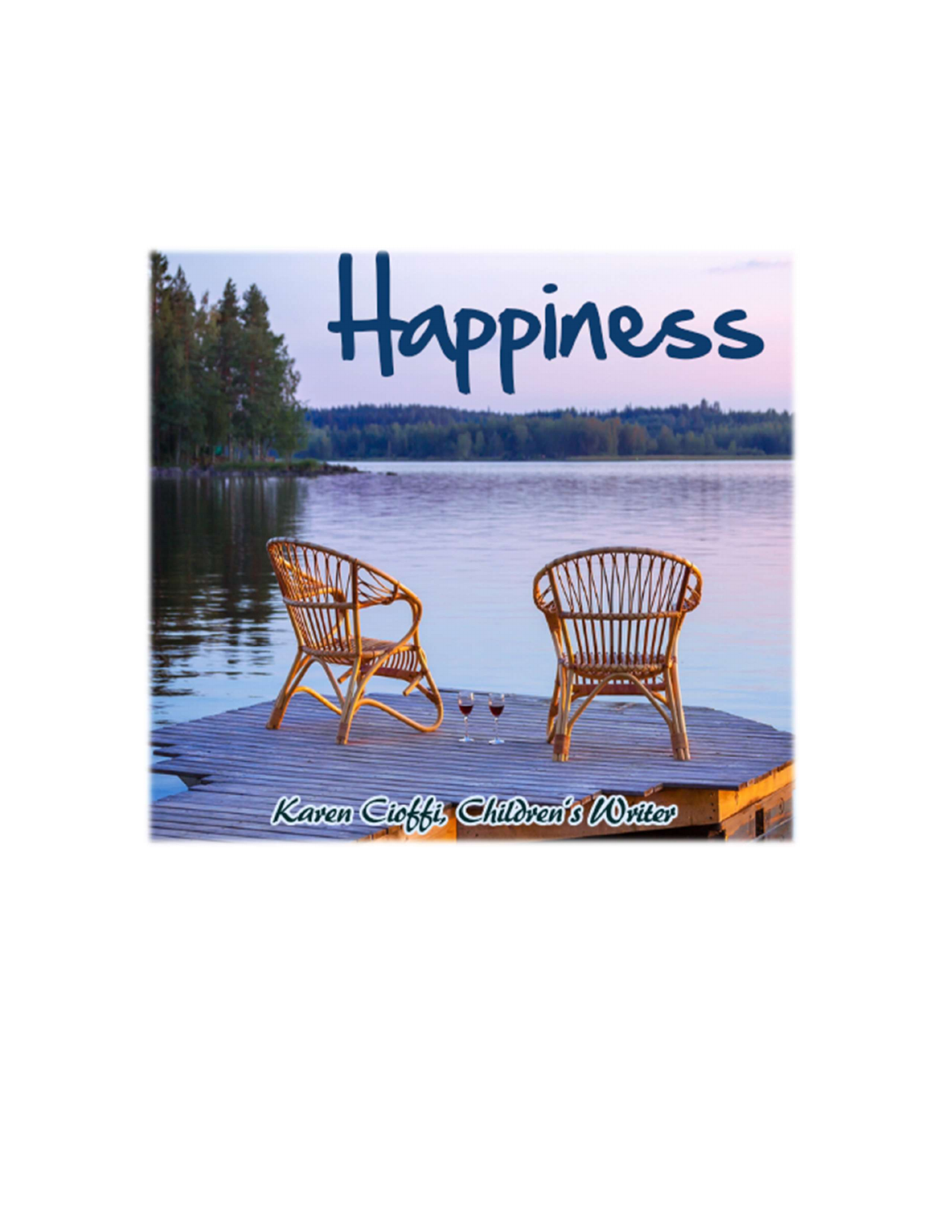# Happiness

Karen Cioffi, Children's Writer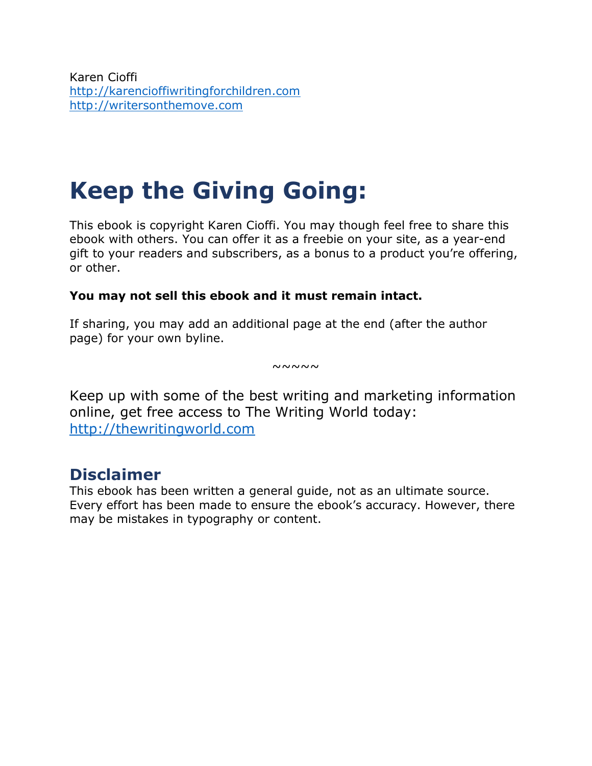Karen Cioffi
http://karencioffiwritingforchildren.com
http://writersonthemove.com

# Keep the Giving Going:

This ebook is copyright Karen Cioffi. You may though feel free to share this ebook with others. You can offer it as a freebie on your site, as a year-end gift to your readers and subscribers, as a bonus to a product you're offering, or other.

**You may not sell this ebook and it must remain intact.**

If sharing, you may add an additional page at the end (after the author page) for your own byline.

~~~~~

Keep up with some of the best writing and marketing information online, get free access to The Writing World today: http://thewritingworld.com

## Disclaimer

This ebook has been written a general guide, not as an ultimate source. Every effort has been made to ensure the ebook's accuracy. However, there may be mistakes in typography or content.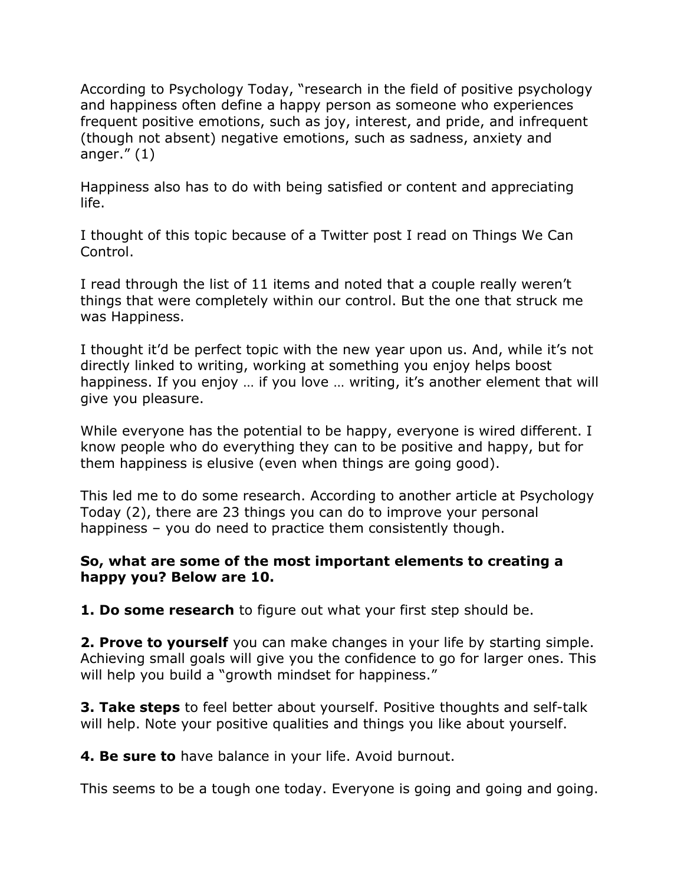According to Psychology Today, "research in the field of positive psychology and happiness often define a happy person as someone who experiences frequent positive emotions, such as joy, interest, and pride, and infrequent (though not absent) negative emotions, such as sadness, anxiety and anger." (1)

Happiness also has to do with being satisfied or content and appreciating life.

I thought of this topic because of a Twitter post I read on Things We Can Control.

I read through the list of 11 items and noted that a couple really weren't things that were completely within our control. But the one that struck me was Happiness.

I thought it'd be perfect topic with the new year upon us. And, while it's not directly linked to writing, working at something you enjoy helps boost happiness. If you enjoy … if you love … writing, it's another element that will give you pleasure.

While everyone has the potential to be happy, everyone is wired different. I know people who do everything they can to be positive and happy, but for them happiness is elusive (even when things are going good).

This led me to do some research. According to another article at Psychology Today (2), there are 23 things you can do to improve your personal happiness – you do need to practice them consistently though.

**So, what are some of the most important elements to creating a happy you? Below are 10.**

**1. Do some research** to figure out what your first step should be.

**2. Prove to yourself** you can make changes in your life by starting simple. Achieving small goals will give you the confidence to go for larger ones. This will help you build a "growth mindset for happiness."

**3. Take steps** to feel better about yourself. Positive thoughts and self-talk will help. Note your positive qualities and things you like about yourself.

**4. Be sure to** have balance in your life. Avoid burnout.

This seems to be a tough one today. Everyone is going and going and going.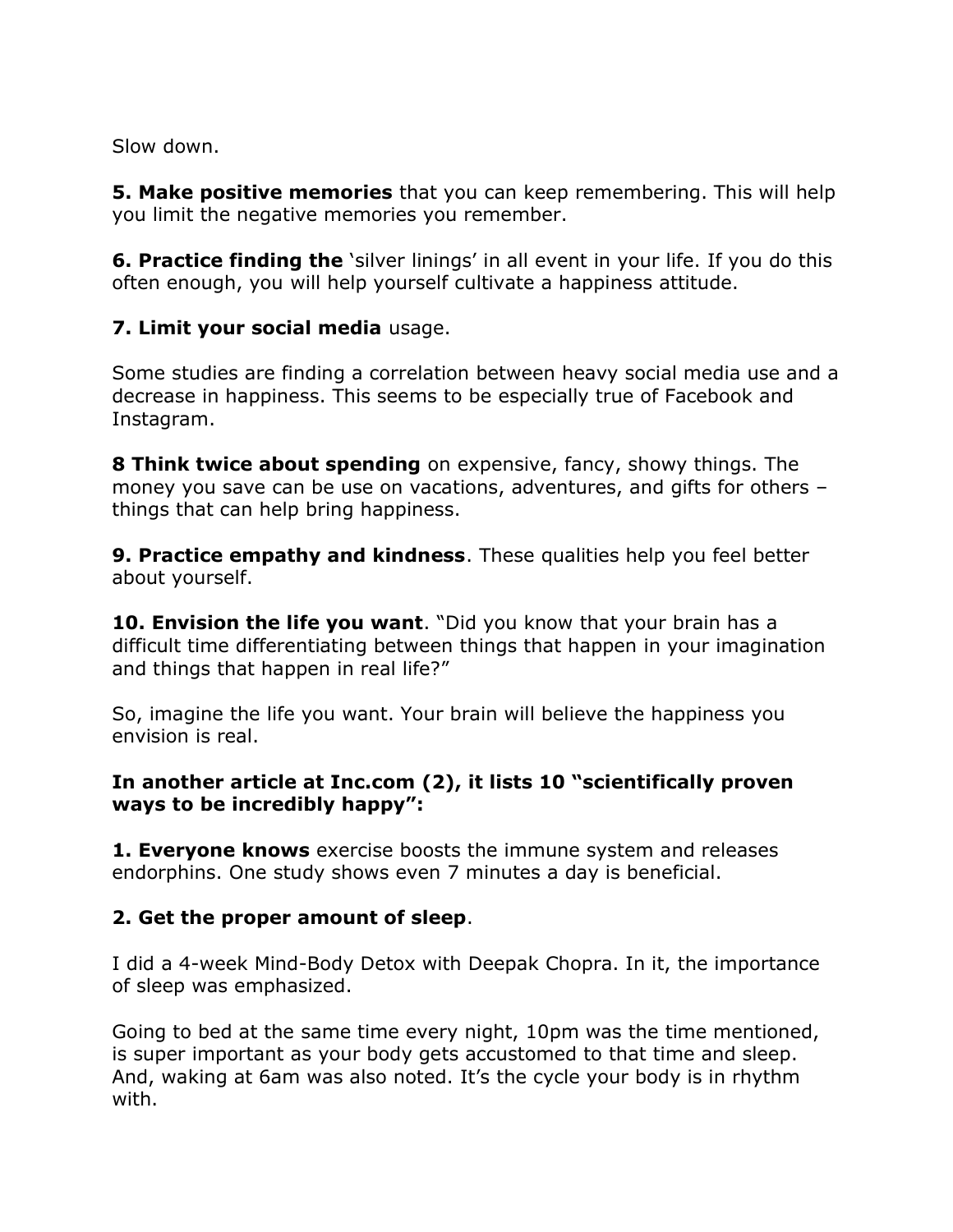Slow down.

**5. Make positive memories** that you can keep remembering. This will help you limit the negative memories you remember.

**6. Practice finding the** 'silver linings' in all event in your life. If you do this often enough, you will help yourself cultivate a happiness attitude.

**7. Limit your social media** usage.

Some studies are finding a correlation between heavy social media use and a decrease in happiness. This seems to be especially true of Facebook and Instagram.

**8 Think twice about spending** on expensive, fancy, showy things. The money you save can be use on vacations, adventures, and gifts for others – things that can help bring happiness.

**9. Practice empathy and kindness**. These qualities help you feel better about yourself.

**10. Envision the life you want**. "Did you know that your brain has a difficult time differentiating between things that happen in your imagination and things that happen in real life?"

So, imagine the life you want. Your brain will believe the happiness you envision is real.

**In another article at Inc.com (2), it lists 10 "scientifically proven ways to be incredibly happy":**

**1. Everyone knows** exercise boosts the immune system and releases endorphins. One study shows even 7 minutes a day is beneficial.

**2. Get the proper amount of sleep**.

I did a 4-week Mind-Body Detox with Deepak Chopra. In it, the importance of sleep was emphasized.

Going to bed at the same time every night, 10pm was the time mentioned, is super important as your body gets accustomed to that time and sleep. And, waking at 6am was also noted. It's the cycle your body is in rhythm with.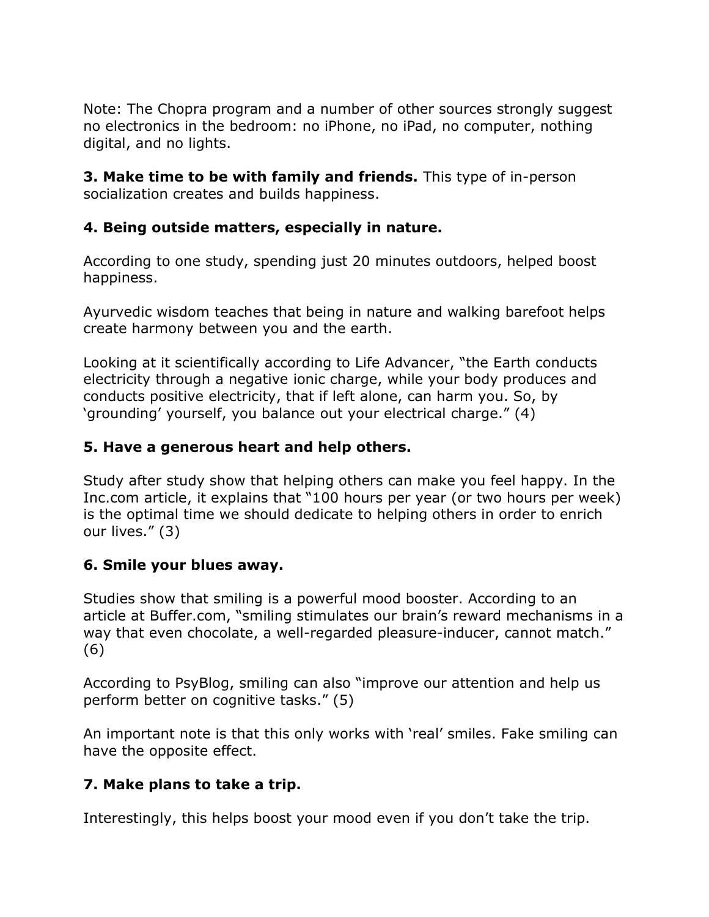Note: The Chopra program and a number of other sources strongly suggest no electronics in the bedroom: no iPhone, no iPad, no computer, nothing digital, and no lights.

**3. Make time to be with family and friends.** This type of in-person socialization creates and builds happiness.

**4. Being outside matters, especially in nature.**

According to one study, spending just 20 minutes outdoors, helped boost happiness.

Ayurvedic wisdom teaches that being in nature and walking barefoot helps create harmony between you and the earth.

Looking at it scientifically according to Life Advancer, "the Earth conducts electricity through a negative ionic charge, while your body produces and conducts positive electricity, that if left alone, can harm you. So, by 'grounding' yourself, you balance out your electrical charge." (4)

**5. Have a generous heart and help others.**

Study after study show that helping others can make you feel happy. In the Inc.com article, it explains that "100 hours per year (or two hours per week) is the optimal time we should dedicate to helping others in order to enrich our lives." (3)

**6. Smile your blues away.**

Studies show that smiling is a powerful mood booster. According to an article at Buffer.com, "smiling stimulates our brain's reward mechanisms in a way that even chocolate, a well-regarded pleasure-inducer, cannot match." (6)

According to PsyBlog, smiling can also "improve our attention and help us perform better on cognitive tasks." (5)

An important note is that this only works with 'real' smiles. Fake smiling can have the opposite effect.

**7. Make plans to take a trip.**

Interestingly, this helps boost your mood even if you don't take the trip.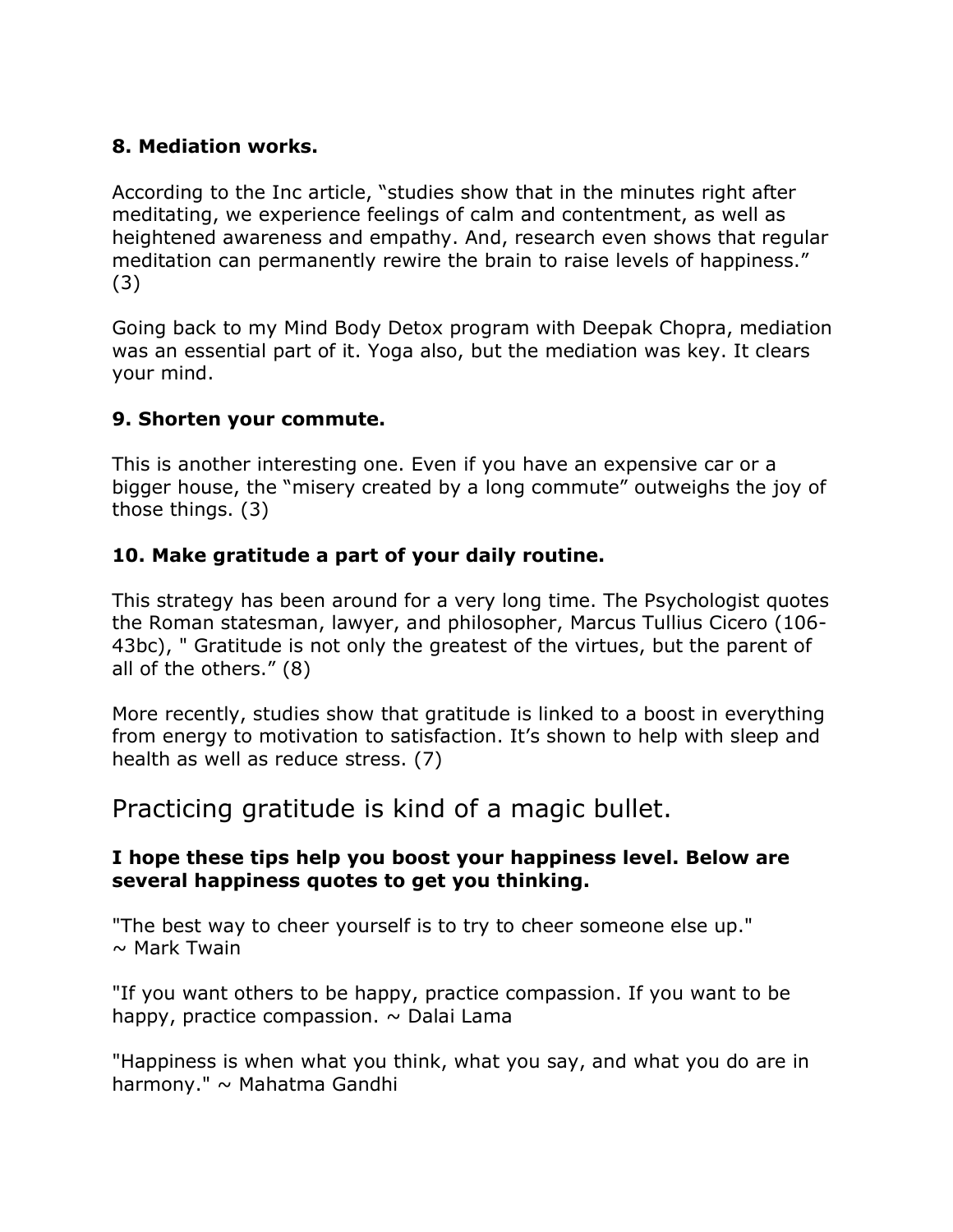**8. Mediation works.**

According to the Inc article, "studies show that in the minutes right after meditating, we experience feelings of calm and contentment, as well as heightened awareness and empathy. And, research even shows that regular meditation can permanently rewire the brain to raise levels of happiness." (3)

Going back to my Mind Body Detox program with Deepak Chopra, mediation was an essential part of it. Yoga also, but the mediation was key. It clears your mind.

**9. Shorten your commute.**

This is another interesting one. Even if you have an expensive car or a bigger house, the "misery created by a long commute" outweighs the joy of those things. (3)

**10. Make gratitude a part of your daily routine.**

This strategy has been around for a very long time. The Psychologist quotes the Roman statesman, lawyer, and philosopher, Marcus Tullius Cicero (106-43bc), " Gratitude is not only the greatest of the virtues, but the parent of all of the others." (8)

More recently, studies show that gratitude is linked to a boost in everything from energy to motivation to satisfaction. It's shown to help with sleep and health as well as reduce stress. (7)

## Practicing gratitude is kind of a magic bullet.

**I hope these tips help you boost your happiness level. Below are several happiness quotes to get you thinking.**

"The best way to cheer yourself is to try to cheer someone else up." ~ Mark Twain

"If you want others to be happy, practice compassion. If you want to be happy, practice compassion. ~ Dalai Lama

"Happiness is when what you think, what you say, and what you do are in harmony." ~ Mahatma Gandhi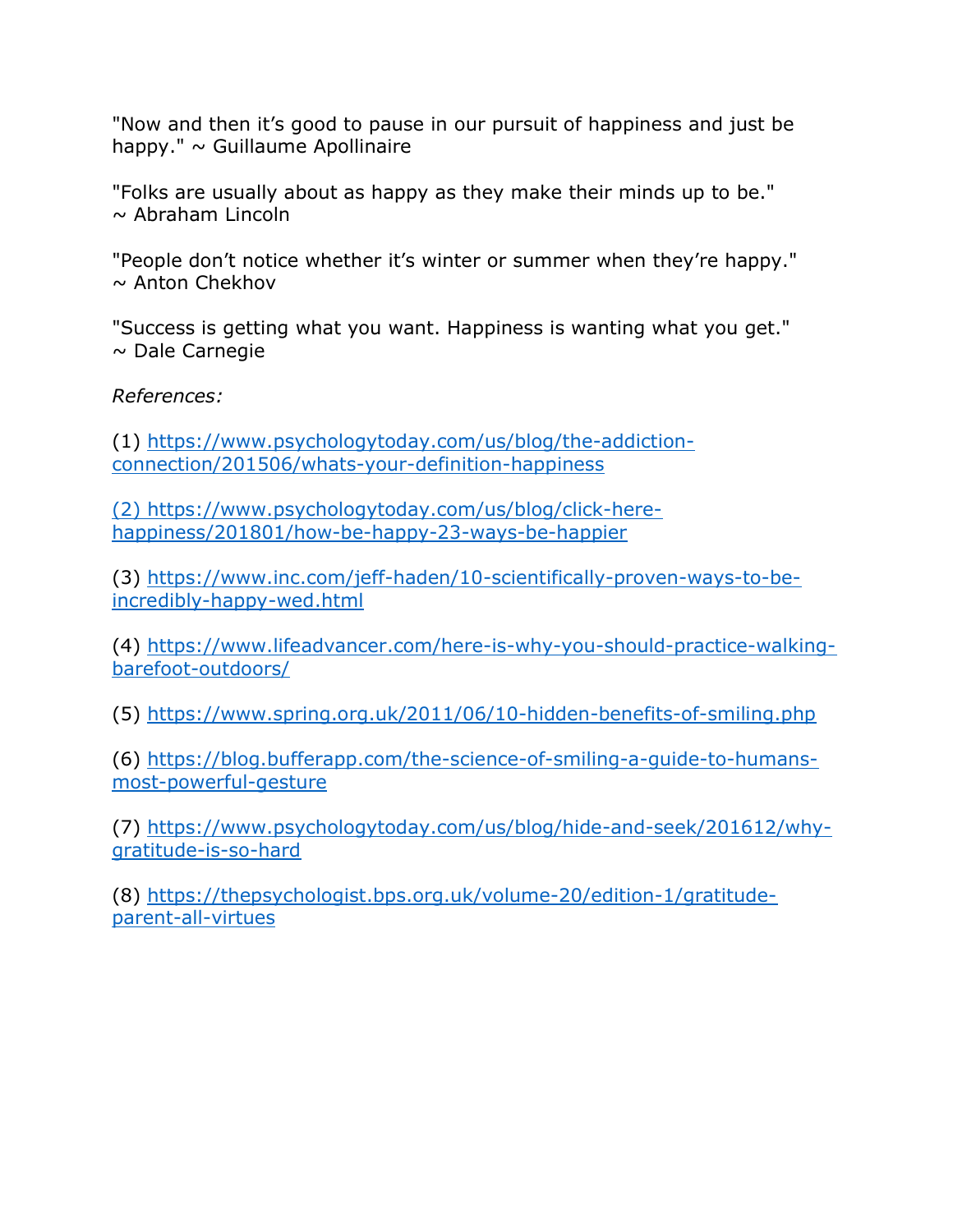"Now and then it's good to pause in our pursuit of happiness and just be happy." ~ Guillaume Apollinaire

"Folks are usually about as happy as they make their minds up to be." ~ Abraham Lincoln

"People don't notice whether it's winter or summer when they're happy." ~ Anton Chekhov

"Success is getting what you want. Happiness is wanting what you get." ~ Dale Carnegie

*References:*

(1) https://www.psychologytoday.com/us/blog/the-addiction-connection/201506/whats-your-definition-happiness

(2) https://www.psychologytoday.com/us/blog/click-here-happiness/201801/how-be-happy-23-ways-be-happier

(3) https://www.inc.com/jeff-haden/10-scientifically-proven-ways-to-be-incredibly-happy-wed.html

(4) https://www.lifeadvancer.com/here-is-why-you-should-practice-walking-barefoot-outdoors/

(5) https://www.spring.org.uk/2011/06/10-hidden-benefits-of-smiling.php

(6) https://blog.bufferapp.com/the-science-of-smiling-a-guide-to-humans-most-powerful-gesture

(7) https://www.psychologytoday.com/us/blog/hide-and-seek/201612/why-gratitude-is-so-hard

(8) https://thepsychologist.bps.org.uk/volume-20/edition-1/gratitude-parent-all-virtues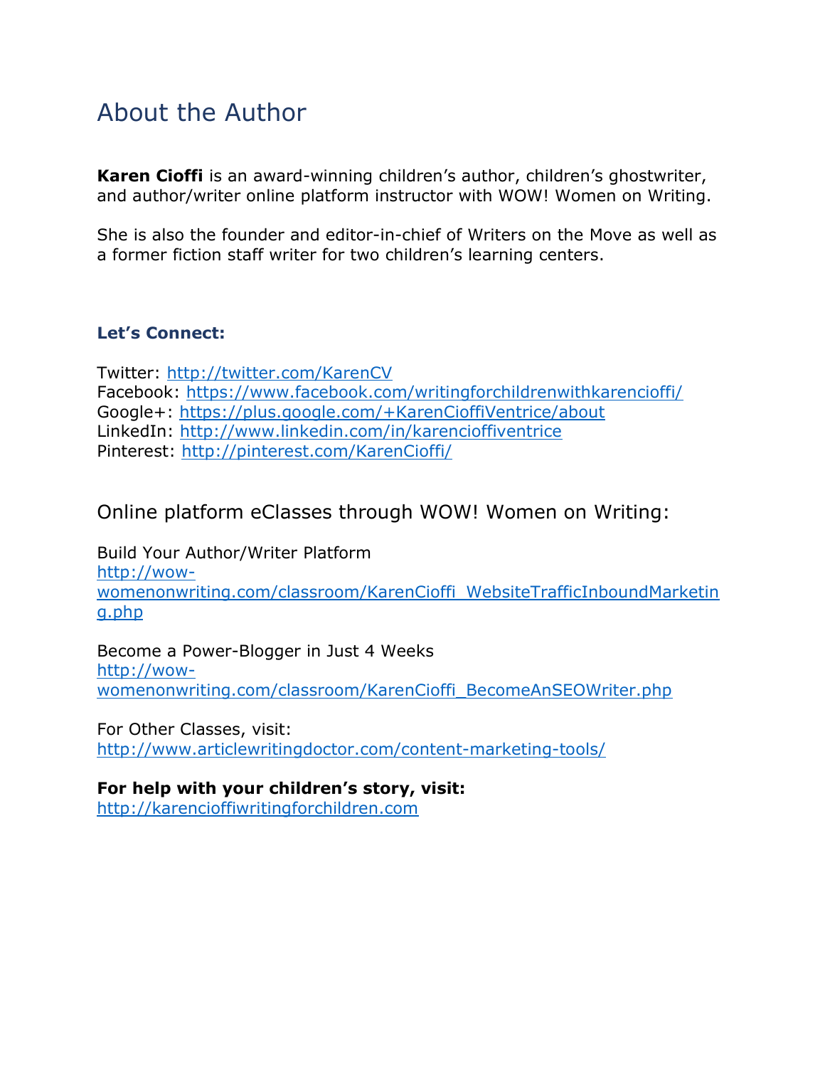# About the Author

**Karen Cioffi** is an award-winning children's author, children's ghostwriter, and author/writer online platform instructor with WOW! Women on Writing.

She is also the founder and editor-in-chief of Writers on the Move as well as a former fiction staff writer for two children's learning centers.

### Let's Connect:

Twitter: http://twitter.com/KarenCV
Facebook: https://www.facebook.com/writingforchildrenwithkarencioffi/
Google+: https://plus.google.com/+KarenCioffiVentrice/about
LinkedIn: http://www.linkedin.com/in/karencioffiventrice
Pinterest: http://pinterest.com/KarenCioffi/

## Online platform eClasses through WOW! Women on Writing:

Build Your Author/Writer Platform
http://wow-womenonwriting.com/classroom/KarenCioffi_WebsiteTrafficInboundMarketing.php

Become a Power-Blogger in Just 4 Weeks
http://wow-womenonwriting.com/classroom/KarenCioffi_BecomeAnSEOWriter.php

For Other Classes, visit:
http://www.articlewritingdoctor.com/content-marketing-tools/

**For help with your children's story, visit:**
http://karencioffiwritingforchildren.com